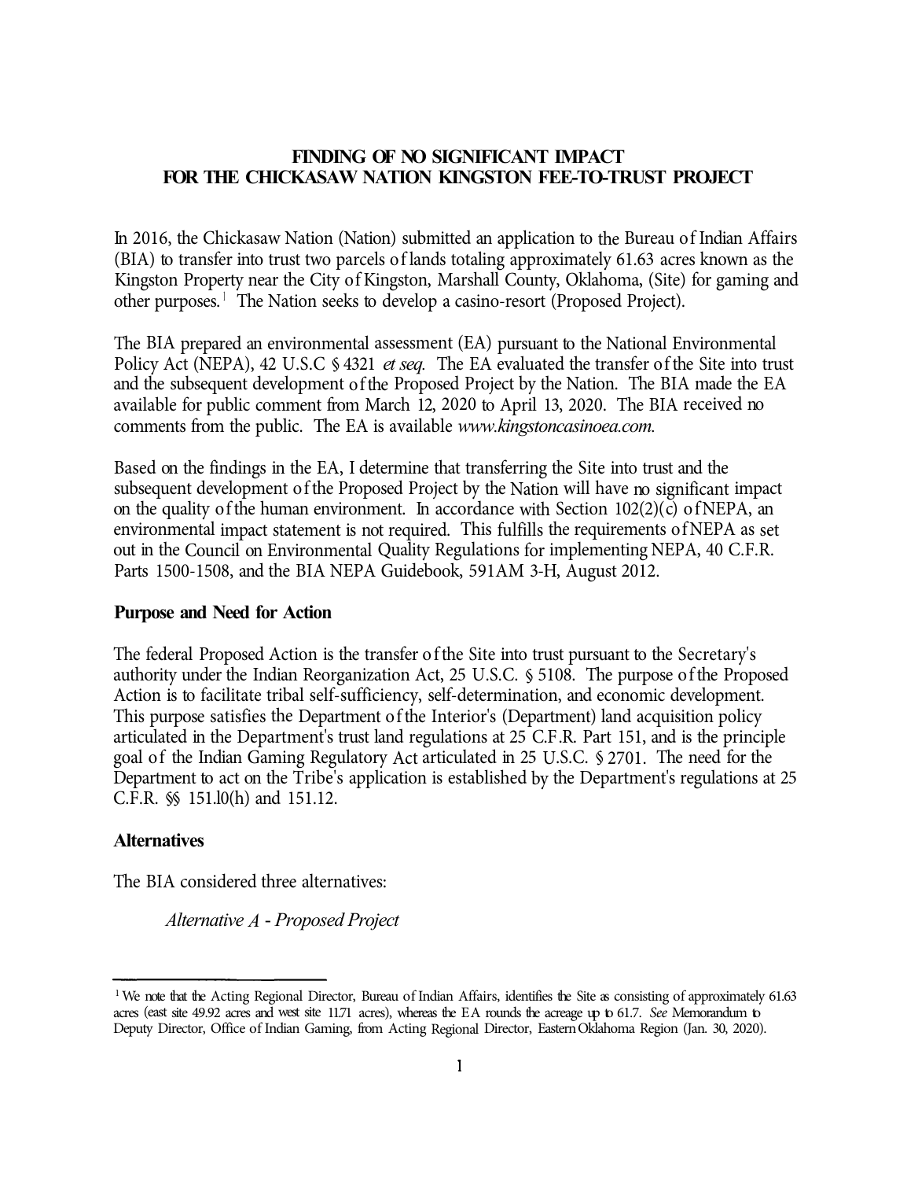**FINDING OF NO SIGNIFICANT IMPACT**
**FOR THE CHICKASAW NATION KINGSTON FEE-TO-TRUST PROJECT**

In 2016, the Chickasaw Nation (Nation) submitted an application to the Bureau of Indian Affairs (BIA) to transfer into trust two parcels of lands totaling approximately 61.63 acres known as the Kingston Property near the City of Kingston, Marshall County, Oklahoma, (Site) for gaming and other purposes.[1] The Nation seeks to develop a casino-resort (Proposed Project).

The BIA prepared an environmental assessment (EA) pursuant to the National Environmental Policy Act (NEPA), 42 U.S.C § 4321 *et seq.* The EA evaluated the transfer of the Site into trust and the subsequent development of the Proposed Project by the Nation. The BIA made the EA available for public comment from March 12, 2020 to April 13, 2020. The BIA received no comments from the public. The EA is available *www.kingstoncasinoea.com.*

Based on the findings in the EA, I determine that transferring the Site into trust and the subsequent development of the Proposed Project by the Nation will have no significant impact on the quality of the human environment. In accordance with Section 102(2)(c) of NEPA, an environmental impact statement is not required. This fulfills the requirements of NEPA as set out in the Council on Environmental Quality Regulations for implementing NEPA, 40 C.F.R. Parts 1500-1508, and the BIA NEPA Guidebook, 591AM 3-H, August 2012.

**Purpose and Need for Action**

The federal Proposed Action is the transfer of the Site into trust pursuant to the Secretary's authority under the Indian Reorganization Act, 25 U.S.C. § 5108. The purpose of the Proposed Action is to facilitate tribal self-sufficiency, self-determination, and economic development. This purpose satisfies the Department of the Interior's (Department) land acquisition policy articulated in the Department's trust land regulations at 25 C.F.R. Part 151, and is the principle goal of the Indian Gaming Regulatory Act articulated in 25 U.S.C. § 2701. The need for the Department to act on the Tribe's application is established by the Department's regulations at 25 C.F.R. §§ 151.10(h) and 151.12.

**Alternatives**

The BIA considered three alternatives:

*Alternative A - Proposed Project*

---

[1] We note that the Acting Regional Director, Bureau of Indian Affairs, identifies the Site as consisting of approximately 61.63 acres (east site 49.92 acres and west site 11.71 acres), whereas the EA rounds the acreage up to 61.7. *See* Memorandum to Deputy Director, Office of Indian Gaming, from Acting Regional Director, Eastern Oklahoma Region (Jan. 30, 2020).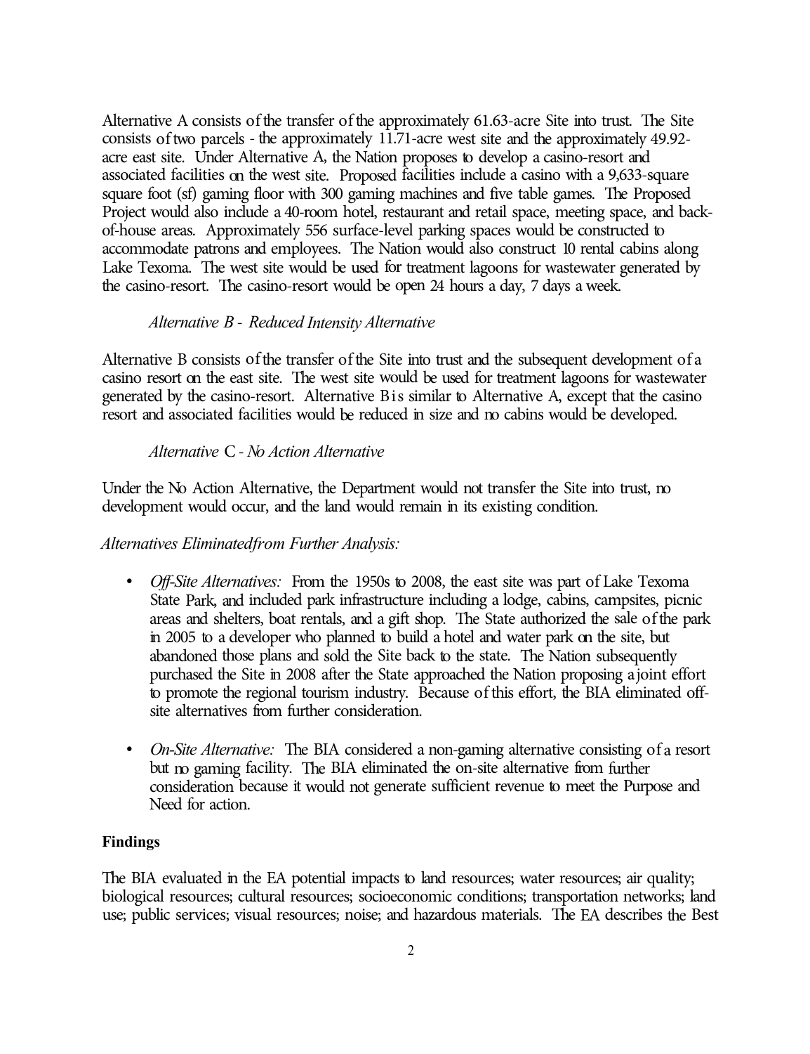Alternative A consists of the transfer of the approximately 61.63-acre Site into trust. The Site consists of two parcels - the approximately 11.71-acre west site and the approximately 49.92-acre east site. Under Alternative A, the Nation proposes to develop a casino-resort and associated facilities on the west site. Proposed facilities include a casino with a 9,633-square square foot (sf) gaming floor with 300 gaming machines and five table games. The Proposed Project would also include a 40-room hotel, restaurant and retail space, meeting space, and back-of-house areas. Approximately 556 surface-level parking spaces would be constructed to accommodate patrons and employees. The Nation would also construct 10 rental cabins along Lake Texoma. The west site would be used for treatment lagoons for wastewater generated by the casino-resort. The casino-resort would be open 24 hours a day, 7 days a week.

*Alternative B - Reduced Intensity Alternative*

Alternative B consists of the transfer of the Site into trust and the subsequent development of a casino resort on the east site. The west site would be used for treatment lagoons for wastewater generated by the casino-resort. Alternative B is similar to Alternative A, except that the casino resort and associated facilities would be reduced in size and no cabins would be developed.

*Alternative C - No Action Alternative*

Under the No Action Alternative, the Department would not transfer the Site into trust, no development would occur, and the land would remain in its existing condition.

*Alternatives Eliminated from Further Analysis:*

- *Off-Site Alternatives:* From the 1950s to 2008, the east site was part of Lake Texoma State Park, and included park infrastructure including a lodge, cabins, campsites, picnic areas and shelters, boat rentals, and a gift shop. The State authorized the sale of the park in 2005 to a developer who planned to build a hotel and water park on the site, but abandoned those plans and sold the Site back to the state. The Nation subsequently purchased the Site in 2008 after the State approached the Nation proposing a joint effort to promote the regional tourism industry. Because of this effort, the BIA eliminated off-site alternatives from further consideration.

- *On-Site Alternative:* The BIA considered a non-gaming alternative consisting of a resort but no gaming facility. The BIA eliminated the on-site alternative from further consideration because it would not generate sufficient revenue to meet the Purpose and Need for action.

**Findings**

The BIA evaluated in the EA potential impacts to land resources; water resources; air quality; biological resources; cultural resources; socioeconomic conditions; transportation networks; land use; public services; visual resources; noise; and hazardous materials. The EA describes the Best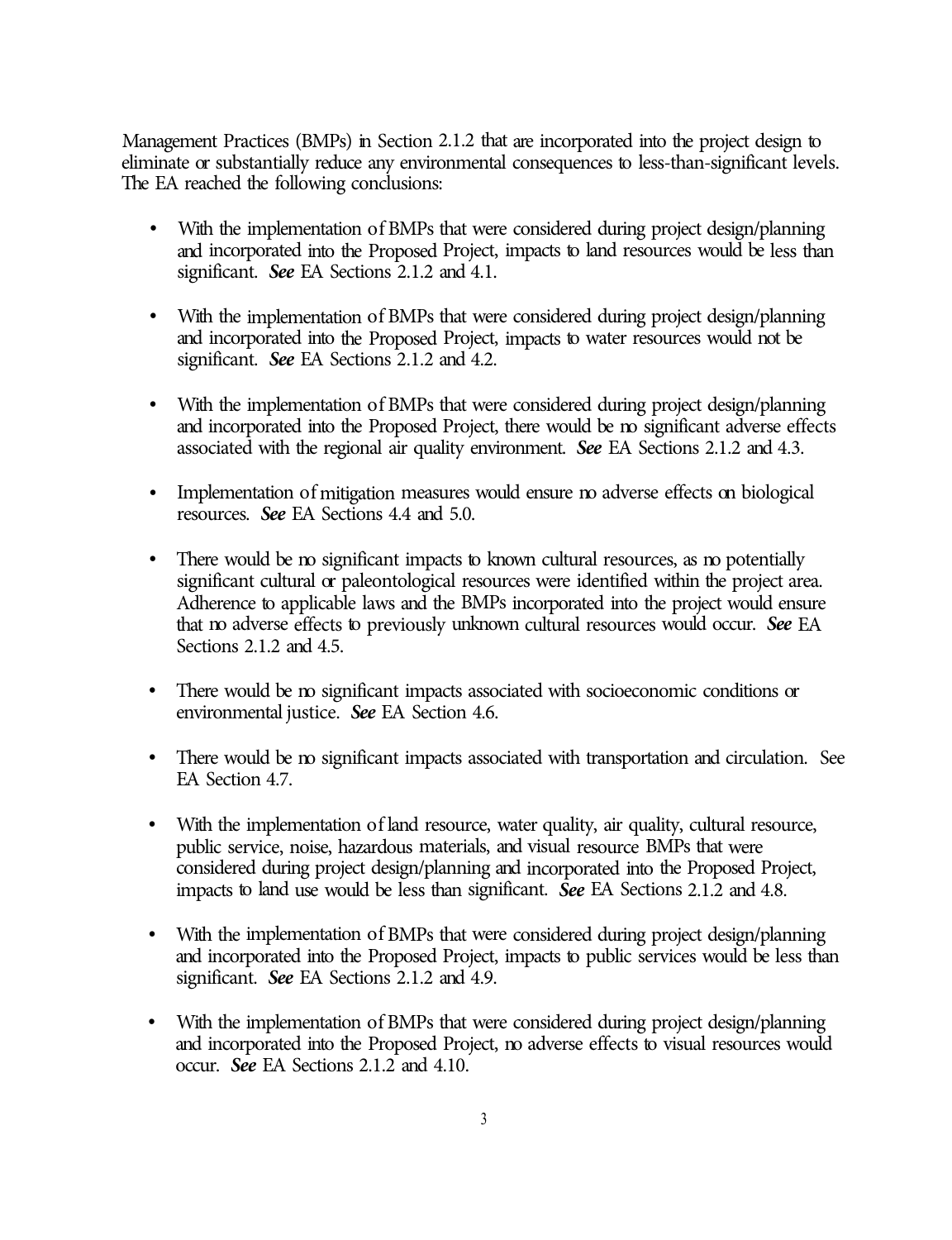Management Practices (BMPs) in Section 2.1.2 that are incorporated into the project design to eliminate or substantially reduce any environmental consequences to less-than-significant levels. The EA reached the following conclusions:

- With the implementation of BMPs that were considered during project design/planning and incorporated into the Proposed Project, impacts to land resources would be less than significant. ***See*** EA Sections 2.1.2 and 4.1.

- With the implementation of BMPs that were considered during project design/planning and incorporated into the Proposed Project, impacts to water resources would not be significant. ***See*** EA Sections 2.1.2 and 4.2.

- With the implementation of BMPs that were considered during project design/planning and incorporated into the Proposed Project, there would be no significant adverse effects associated with the regional air quality environment. ***See*** EA Sections 2.1.2 and 4.3.

- Implementation of mitigation measures would ensure no adverse effects on biological resources. ***See*** EA Sections 4.4 and 5.0.

- There would be no significant impacts to known cultural resources, as no potentially significant cultural or paleontological resources were identified within the project area. Adherence to applicable laws and the BMPs incorporated into the project would ensure that no adverse effects to previously unknown cultural resources would occur. ***See*** EA Sections 2.1.2 and 4.5.

- There would be no significant impacts associated with socioeconomic conditions or environmental justice. ***See*** EA Section 4.6.

- There would be no significant impacts associated with transportation and circulation. See EA Section 4.7.

- With the implementation of land resource, water quality, air quality, cultural resource, public service, noise, hazardous materials, and visual resource BMPs that were considered during project design/planning and incorporated into the Proposed Project, impacts to land use would be less than significant. ***See*** EA Sections 2.1.2 and 4.8.

- With the implementation of BMPs that were considered during project design/planning and incorporated into the Proposed Project, impacts to public services would be less than significant. ***See*** EA Sections 2.1.2 and 4.9.

- With the implementation of BMPs that were considered during project design/planning and incorporated into the Proposed Project, no adverse effects to visual resources would occur. ***See*** EA Sections 2.1.2 and 4.10.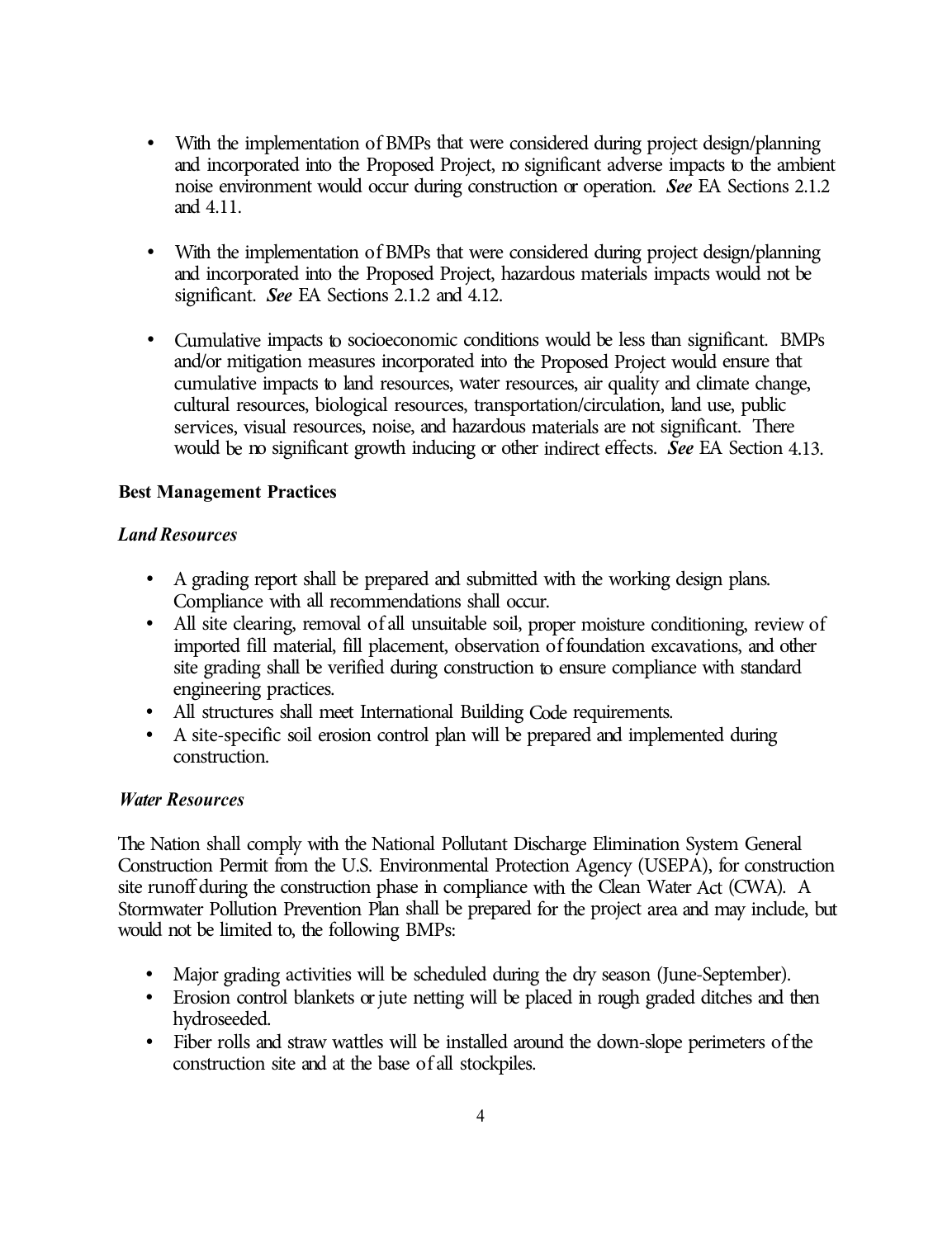- With the implementation of BMPs that were considered during project design/planning and incorporated into the Proposed Project, no significant adverse impacts to the ambient noise environment would occur during construction or operation. ***See*** EA Sections 2.1.2 and 4.11.

- With the implementation of BMPs that were considered during project design/planning and incorporated into the Proposed Project, hazardous materials impacts would not be significant. ***See*** EA Sections 2.1.2 and 4.12.

- Cumulative impacts to socioeconomic conditions would be less than significant. BMPs and/or mitigation measures incorporated into the Proposed Project would ensure that cumulative impacts to land resources, water resources, air quality and climate change, cultural resources, biological resources, transportation/circulation, land use, public services, visual resources, noise, and hazardous materials are not significant. There would be no significant growth inducing or other indirect effects. ***See*** EA Section 4.13.

**Best Management Practices**

***Land Resources***

- A grading report shall be prepared and submitted with the working design plans. Compliance with all recommendations shall occur.
- All site clearing, removal of all unsuitable soil, proper moisture conditioning, review of imported fill material, fill placement, observation of foundation excavations, and other site grading shall be verified during construction to ensure compliance with standard engineering practices.
- All structures shall meet International Building Code requirements.
- A site-specific soil erosion control plan will be prepared and implemented during construction.

***Water Resources***

The Nation shall comply with the National Pollutant Discharge Elimination System General Construction Permit from the U.S. Environmental Protection Agency (USEPA), for construction site runoff during the construction phase in compliance with the Clean Water Act (CWA). A Stormwater Pollution Prevention Plan shall be prepared for the project area and may include, but would not be limited to, the following BMPs:

- Major grading activities will be scheduled during the dry season (June-September).
- Erosion control blankets or jute netting will be placed in rough graded ditches and then hydroseeded.
- Fiber rolls and straw wattles will be installed around the down-slope perimeters of the construction site and at the base of all stockpiles.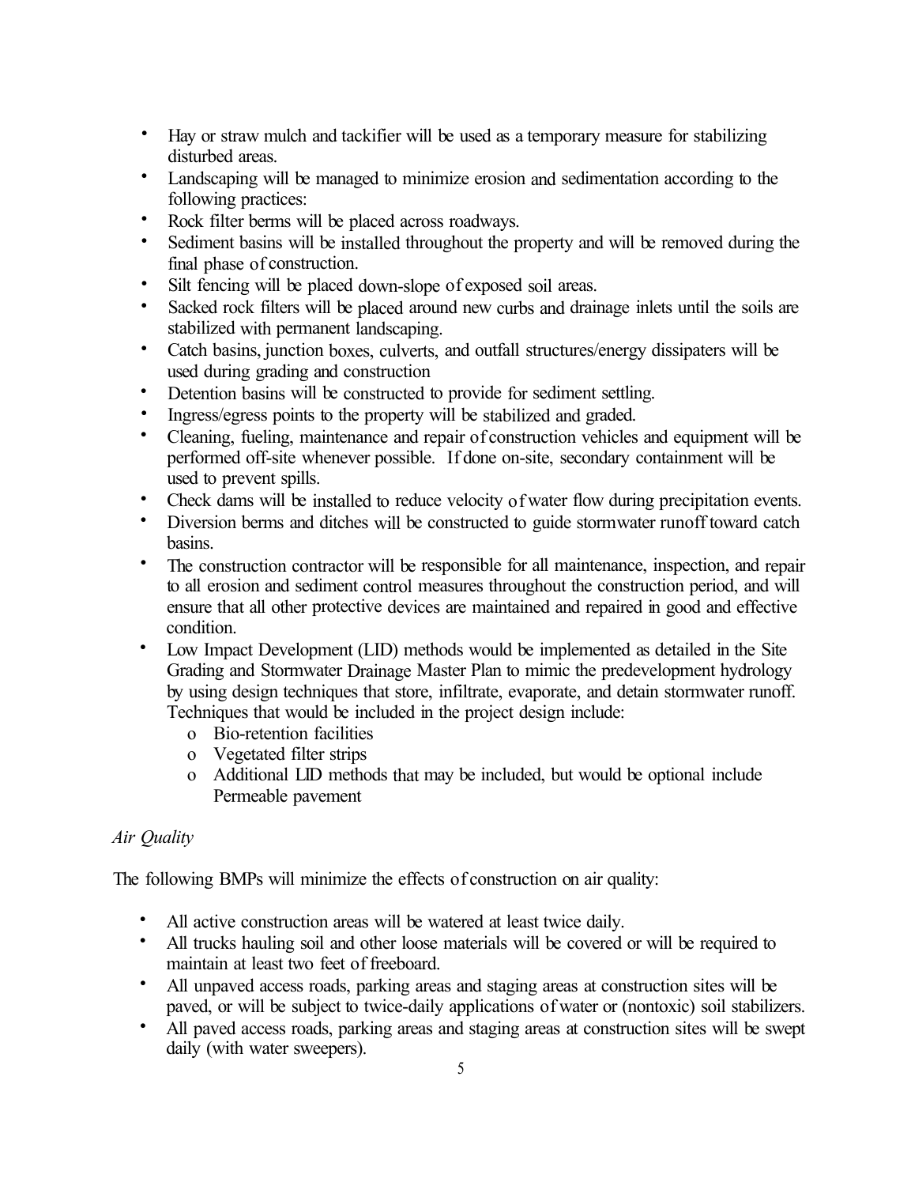- Hay or straw mulch and tackifier will be used as a temporary measure for stabilizing disturbed areas.
- Landscaping will be managed to minimize erosion and sedimentation according to the following practices:
- Rock filter berms will be placed across roadways.
- Sediment basins will be installed throughout the property and will be removed during the final phase of construction.
- Silt fencing will be placed down-slope of exposed soil areas.
- Sacked rock filters will be placed around new curbs and drainage inlets until the soils are stabilized with permanent landscaping.
- Catch basins, junction boxes, culverts, and outfall structures/energy dissipaters will be used during grading and construction
- Detention basins will be constructed to provide for sediment settling.
- Ingress/egress points to the property will be stabilized and graded.
- Cleaning, fueling, maintenance and repair of construction vehicles and equipment will be performed off-site whenever possible. If done on-site, secondary containment will be used to prevent spills.
- Check dams will be installed to reduce velocity of water flow during precipitation events.
- Diversion berms and ditches will be constructed to guide stormwater runoff toward catch basins.
- The construction contractor will be responsible for all maintenance, inspection, and repair to all erosion and sediment control measures throughout the construction period, and will ensure that all other protective devices are maintained and repaired in good and effective condition.
- Low Impact Development (LID) methods would be implemented as detailed in the Site Grading and Stormwater Drainage Master Plan to mimic the predevelopment hydrology by using design techniques that store, infiltrate, evaporate, and detain stormwater runoff. Techniques that would be included in the project design include:
  - Bio-retention facilities
  - Vegetated filter strips
  - Additional LID methods that may be included, but would be optional include Permeable pavement

*Air Quality*

The following BMPs will minimize the effects of construction on air quality:

- All active construction areas will be watered at least twice daily.
- All trucks hauling soil and other loose materials will be covered or will be required to maintain at least two feet of freeboard.
- All unpaved access roads, parking areas and staging areas at construction sites will be paved, or will be subject to twice-daily applications of water or (nontoxic) soil stabilizers.
- All paved access roads, parking areas and staging areas at construction sites will be swept daily (with water sweepers).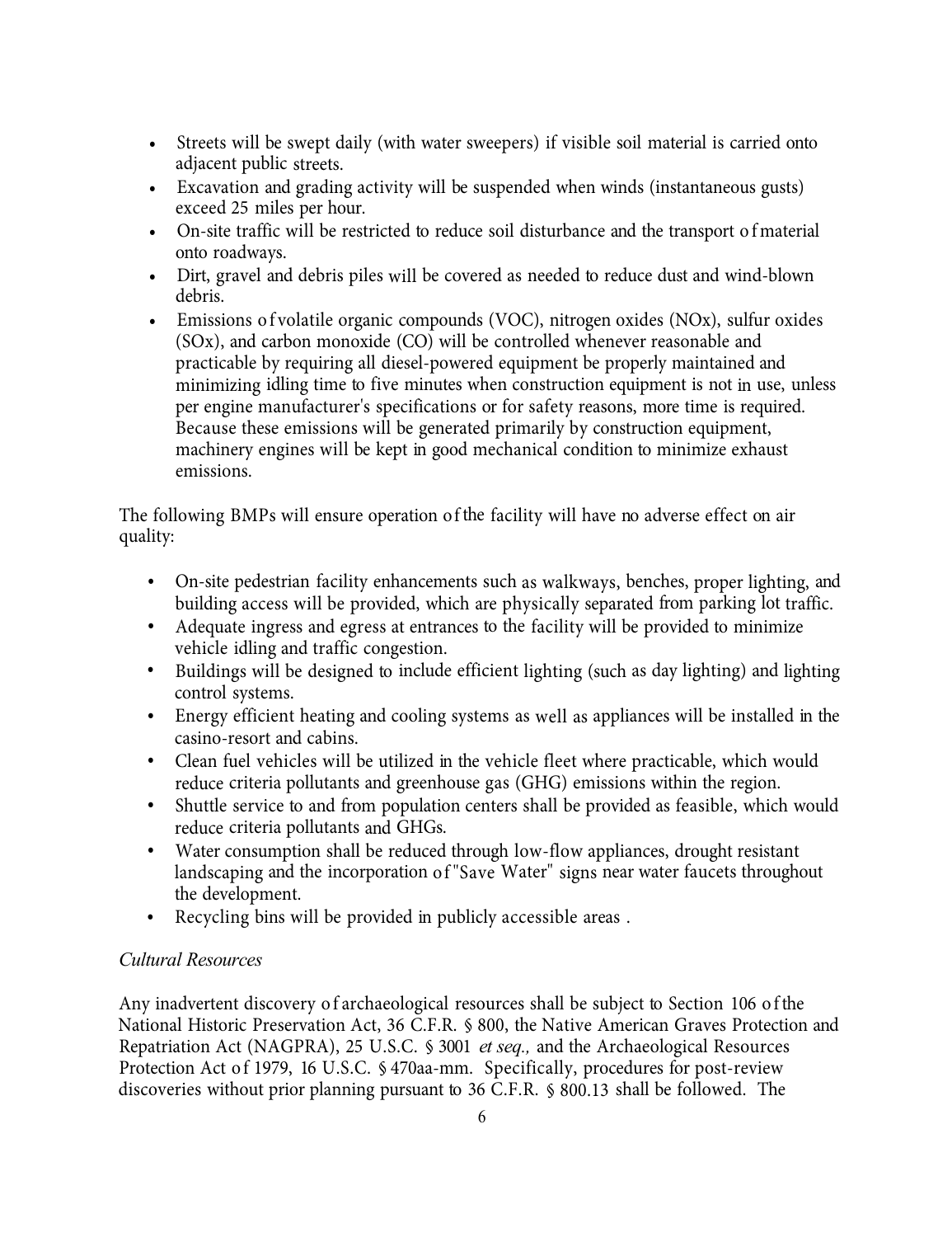- Streets will be swept daily (with water sweepers) if visible soil material is carried onto adjacent public streets.
- Excavation and grading activity will be suspended when winds (instantaneous gusts) exceed 25 miles per hour.
- On-site traffic will be restricted to reduce soil disturbance and the transport of material onto roadways.
- Dirt, gravel and debris piles will be covered as needed to reduce dust and wind-blown debris.
- Emissions of volatile organic compounds (VOC), nitrogen oxides (NOx), sulfur oxides (SOx), and carbon monoxide (CO) will be controlled whenever reasonable and practicable by requiring all diesel-powered equipment be properly maintained and minimizing idling time to five minutes when construction equipment is not in use, unless per engine manufacturer's specifications or for safety reasons, more time is required. Because these emissions will be generated primarily by construction equipment, machinery engines will be kept in good mechanical condition to minimize exhaust emissions.

The following BMPs will ensure operation of the facility will have no adverse effect on air quality:

- On-site pedestrian facility enhancements such as walkways, benches, proper lighting, and building access will be provided, which are physically separated from parking lot traffic.
- Adequate ingress and egress at entrances to the facility will be provided to minimize vehicle idling and traffic congestion.
- Buildings will be designed to include efficient lighting (such as day lighting) and lighting control systems.
- Energy efficient heating and cooling systems as well as appliances will be installed in the casino-resort and cabins.
- Clean fuel vehicles will be utilized in the vehicle fleet where practicable, which would reduce criteria pollutants and greenhouse gas (GHG) emissions within the region.
- Shuttle service to and from population centers shall be provided as feasible, which would reduce criteria pollutants and GHGs.
- Water consumption shall be reduced through low-flow appliances, drought resistant landscaping and the incorporation of "Save Water" signs near water faucets throughout the development.
- Recycling bins will be provided in publicly accessible areas .

*Cultural Resources*

Any inadvertent discovery of archaeological resources shall be subject to Section 106 of the National Historic Preservation Act, 36 C.F.R. § 800, the Native American Graves Protection and Repatriation Act (NAGPRA), 25 U.S.C. § 3001 *et seq.,* and the Archaeological Resources Protection Act of 1979, 16 U.S.C. § 470aa-mm. Specifically, procedures for post-review discoveries without prior planning pursuant to 36 C.F.R. § 800.13 shall be followed. The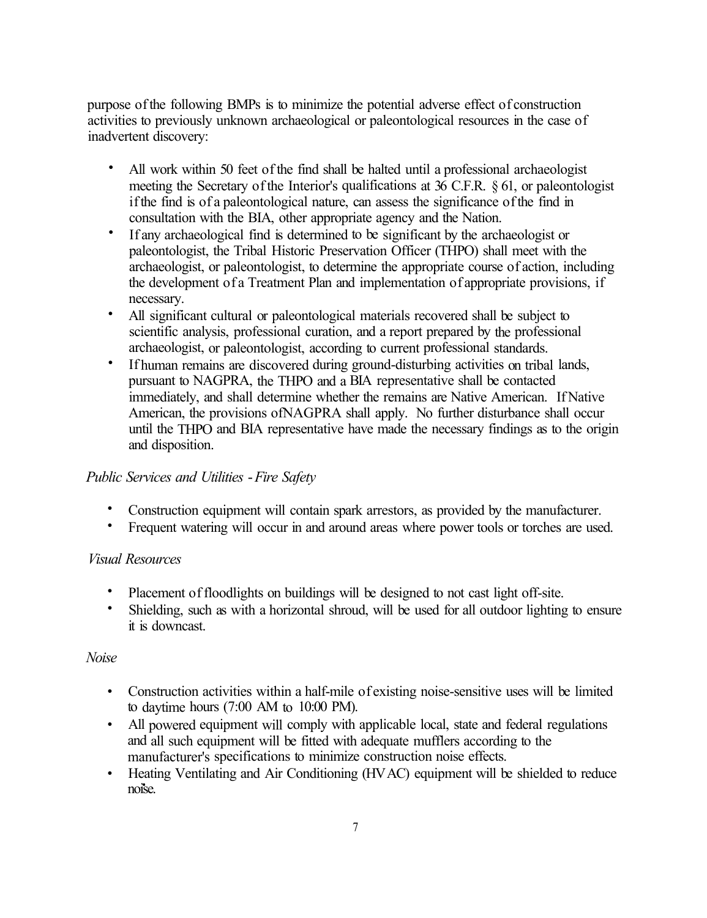purpose of the following BMPs is to minimize the potential adverse effect of construction activities to previously unknown archaeological or paleontological resources in the case of inadvertent discovery:

- All work within 50 feet of the find shall be halted until a professional archaeologist meeting the Secretary of the Interior's qualifications at 36 C.F.R. § 61, or paleontologist if the find is of a paleontological nature, can assess the significance of the find in consultation with the BIA, other appropriate agency and the Nation.
- If any archaeological find is determined to be significant by the archaeologist or paleontologist, the Tribal Historic Preservation Officer (THPO) shall meet with the archaeologist, or paleontologist, to determine the appropriate course of action, including the development of a Treatment Plan and implementation of appropriate provisions, if necessary.
- All significant cultural or paleontological materials recovered shall be subject to scientific analysis, professional curation, and a report prepared by the professional archaeologist, or paleontologist, according to current professional standards.
- If human remains are discovered during ground-disturbing activities on tribal lands, pursuant to NAGPRA, the THPO and a BIA representative shall be contacted immediately, and shall determine whether the remains are Native American. If Native American, the provisions of NAGPRA shall apply. No further disturbance shall occur until the THPO and BIA representative have made the necessary findings as to the origin and disposition.

*Public Services and Utilities - Fire Safety*

- Construction equipment will contain spark arrestors, as provided by the manufacturer.
- Frequent watering will occur in and around areas where power tools or torches are used.

*Visual Resources*

- Placement of floodlights on buildings will be designed to not cast light off-site.
- Shielding, such as with a horizontal shroud, will be used for all outdoor lighting to ensure it is downcast.

*Noise*

- Construction activities within a half-mile of existing noise-sensitive uses will be limited to daytime hours (7:00 AM to 10:00 PM).
- All powered equipment will comply with applicable local, state and federal regulations and all such equipment will be fitted with adequate mufflers according to the manufacturer's specifications to minimize construction noise effects.
- Heating Ventilating and Air Conditioning (HVAC) equipment will be shielded to reduce noise.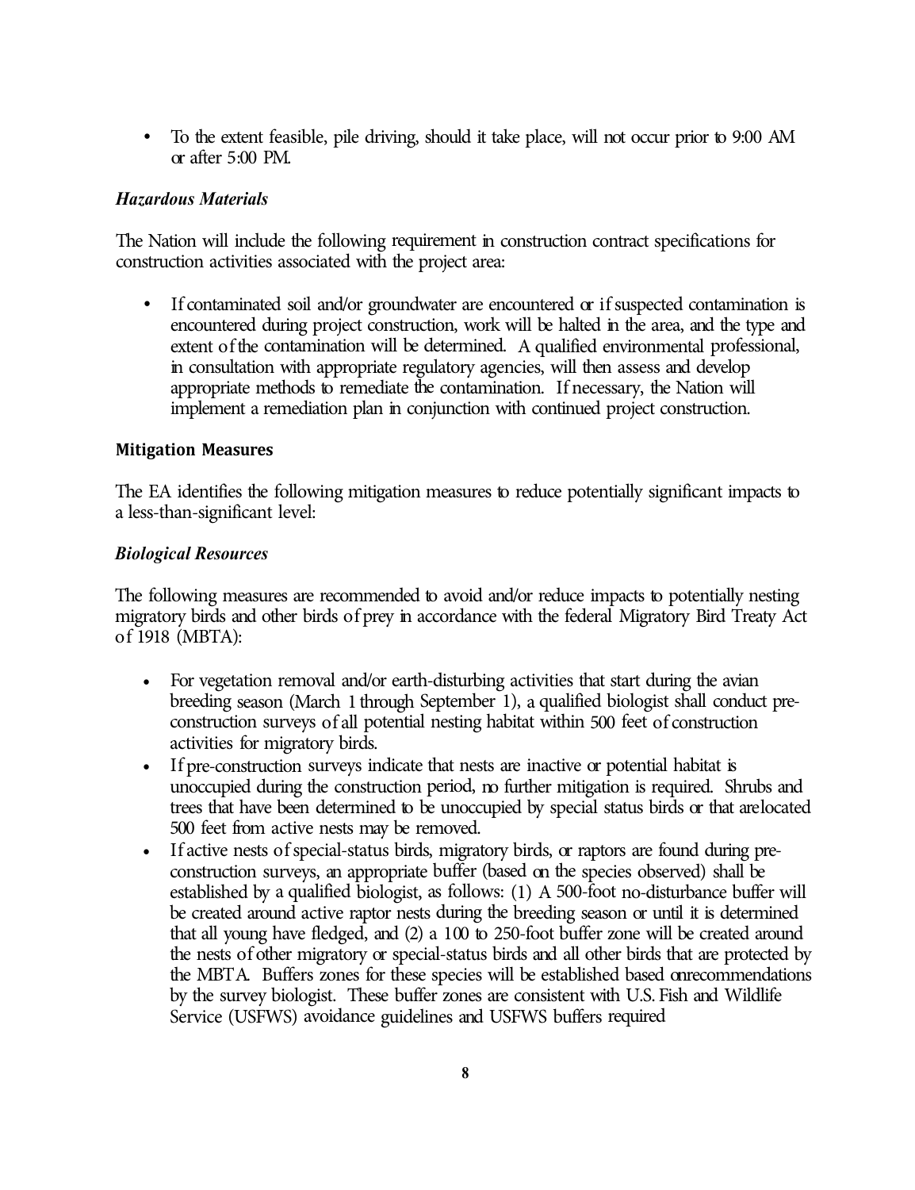- To the extent feasible, pile driving, should it take place, will not occur prior to 9:00 AM or after 5:00 PM.

### *Hazardous Materials*

The Nation will include the following requirement in construction contract specifications for construction activities associated with the project area:

- If contaminated soil and/or groundwater are encountered or if suspected contamination is encountered during project construction, work will be halted in the area, and the type and extent of the contamination will be determined. A qualified environmental professional, in consultation with appropriate regulatory agencies, will then assess and develop appropriate methods to remediate the contamination. If necessary, the Nation will implement a remediation plan in conjunction with continued project construction.

## **Mitigation Measures**

The EA identifies the following mitigation measures to reduce potentially significant impacts to a less-than-significant level:

### *Biological Resources*

The following measures are recommended to avoid and/or reduce impacts to potentially nesting migratory birds and other birds of prey in accordance with the federal Migratory Bird Treaty Act of 1918 (MBTA):

- For vegetation removal and/or earth-disturbing activities that start during the avian breeding season (March 1 through September 1), a qualified biologist shall conduct pre-construction surveys of all potential nesting habitat within 500 feet of construction activities for migratory birds.
- If pre-construction surveys indicate that nests are inactive or potential habitat is unoccupied during the construction period, no further mitigation is required. Shrubs and trees that have been determined to be unoccupied by special status birds or that are located 500 feet from active nests may be removed.
- If active nests of special-status birds, migratory birds, or raptors are found during pre-construction surveys, an appropriate buffer (based on the species observed) shall be established by a qualified biologist, as follows: (1) A 500-foot no-disturbance buffer will be created around active raptor nests during the breeding season or until it is determined that all young have fledged, and (2) a 100 to 250-foot buffer zone will be created around the nests of other migratory or special-status birds and all other birds that are protected by the MBTA. Buffers zones for these species will be established based on recommendations by the survey biologist. These buffer zones are consistent with U.S. Fish and Wildlife Service (USFWS) avoidance guidelines and USFWS buffers required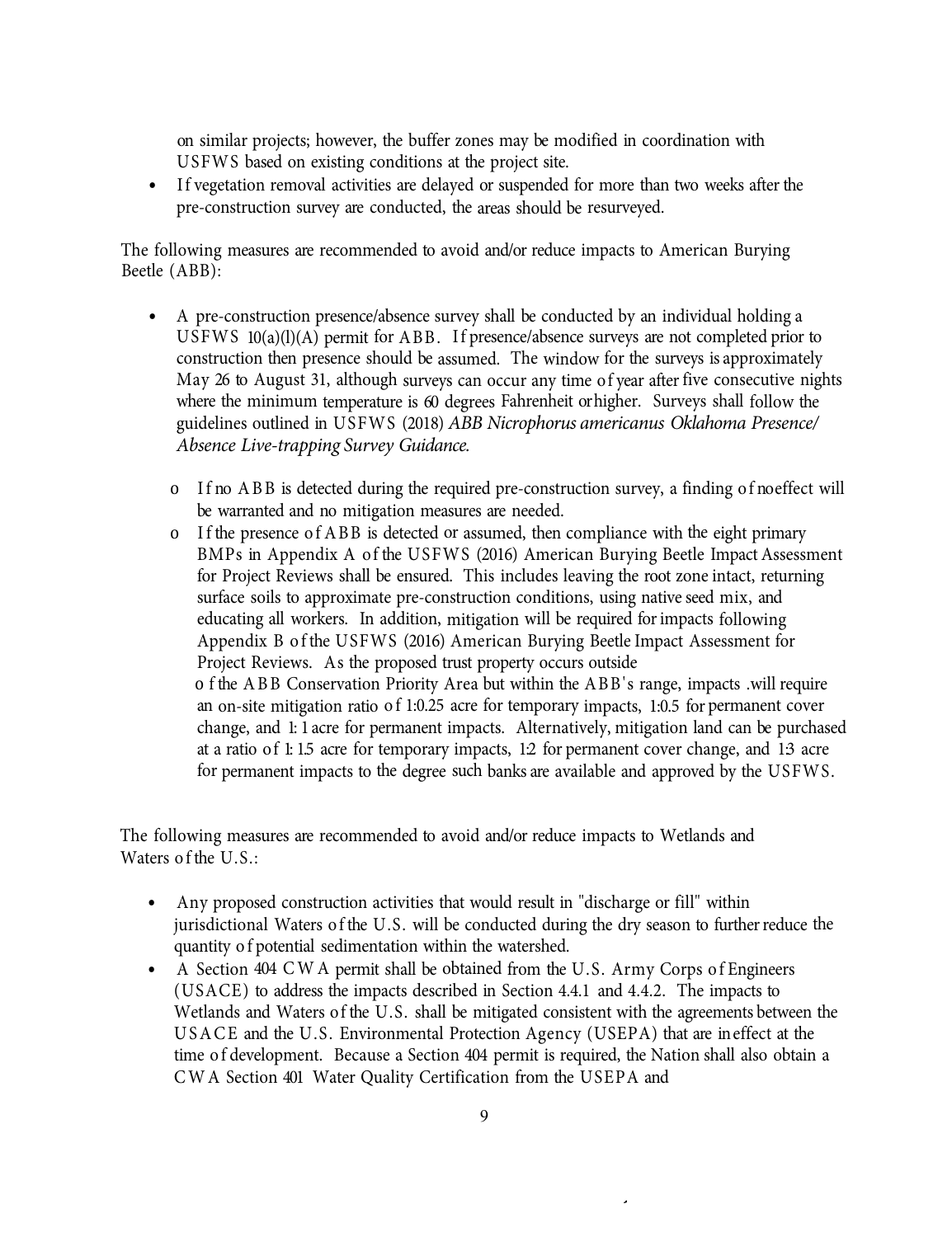on similar projects; however, the buffer zones may be modified in coordination with USFWS based on existing conditions at the project site.

- If vegetation removal activities are delayed or suspended for more than two weeks after the pre-construction survey are conducted, the areas should be resurveyed.

The following measures are recommended to avoid and/or reduce impacts to American Burying Beetle (ABB):

- A pre-construction presence/absence survey shall be conducted by an individual holding a USFWS 10(a)(l)(A) permit for ABB. If presence/absence surveys are not completed prior to construction then presence should be assumed. The window for the surveys is approximately May 26 to August 31, although surveys can occur any time of year after five consecutive nights where the minimum temperature is 60 degrees Fahrenheit or higher. Surveys shall follow the guidelines outlined in USFWS (2018) *ABB Nicrophorus americanus Oklahoma Presence/ Absence Live-trapping Survey Guidance.*
  - If no ABB is detected during the required pre-construction survey, a finding of noeffect will be warranted and no mitigation measures are needed.
  - If the presence of ABB is detected or assumed, then compliance with the eight primary BMPs in Appendix A of the USFWS (2016) American Burying Beetle Impact Assessment for Project Reviews shall be ensured. This includes leaving the root zone intact, returning surface soils to approximate pre-construction conditions, using native seed mix, and educating all workers. In addition, mitigation will be required for impacts following Appendix B of the USFWS (2016) American Burying Beetle Impact Assessment for Project Reviews. As the proposed trust property occurs outside of the ABB Conservation Priority Area but within the ABB's range, impacts .will require an on-site mitigation ratio of 1:0.25 acre for temporary impacts, 1:0.5 for permanent cover change, and 1: 1 acre for permanent impacts. Alternatively, mitigation land can be purchased at a ratio of 1: 1.5 acre for temporary impacts, 1:2 for permanent cover change, and 1:3 acre for permanent impacts to the degree such banks are available and approved by the USFWS.

The following measures are recommended to avoid and/or reduce impacts to Wetlands and Waters of the U.S.:

- Any proposed construction activities that would result in "discharge or fill" within jurisdictional Waters of the U.S. will be conducted during the dry season to further reduce the quantity of potential sedimentation within the watershed.
- A Section 404 CWA permit shall be obtained from the U.S. Army Corps of Engineers (USACE) to address the impacts described in Section 4.4.1 and 4.4.2. The impacts to Wetlands and Waters of the U.S. shall be mitigated consistent with the agreements between the USACE and the U.S. Environmental Protection Agency (USEPA) that are in effect at the time of development. Because a Section 404 permit is required, the Nation shall also obtain a CWA Section 401 Water Quality Certification from the USEPA and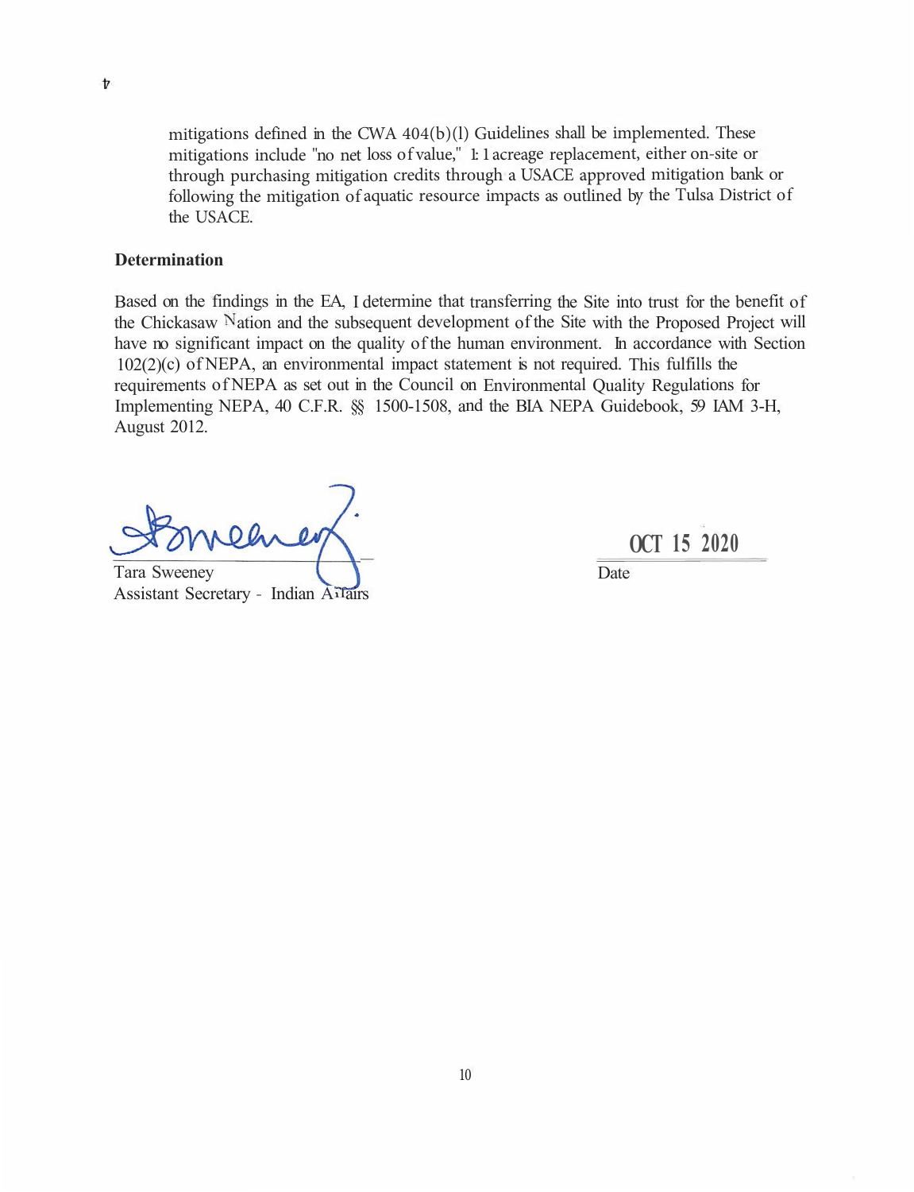mitigations defined in the CWA 404(b)(l) Guidelines shall be implemented. These mitigations include "no net loss of value," 1:1 acreage replacement, either on-site or through purchasing mitigation credits through a USACE approved mitigation bank or following the mitigation of aquatic resource impacts as outlined by the Tulsa District of the USACE.

**Determination**

Based on the findings in the EA, I determine that transferring the Site into trust for the benefit of the Chickasaw Nation and the subsequent development of the Site with the Proposed Project will have no significant impact on the quality of the human environment. In accordance with Section 102(2)(c) of NEPA, an environmental impact statement is not required. This fulfills the requirements of NEPA as set out in the Council on Environmental Quality Regulations for Implementing NEPA, 40 C.F.R. §§ 1500-1508, and the BIA NEPA Guidebook, 59 IAM 3-H, August 2012.

Tara Sweeney
Assistant Secretary - Indian Affairs

OCT 15 2020
Date